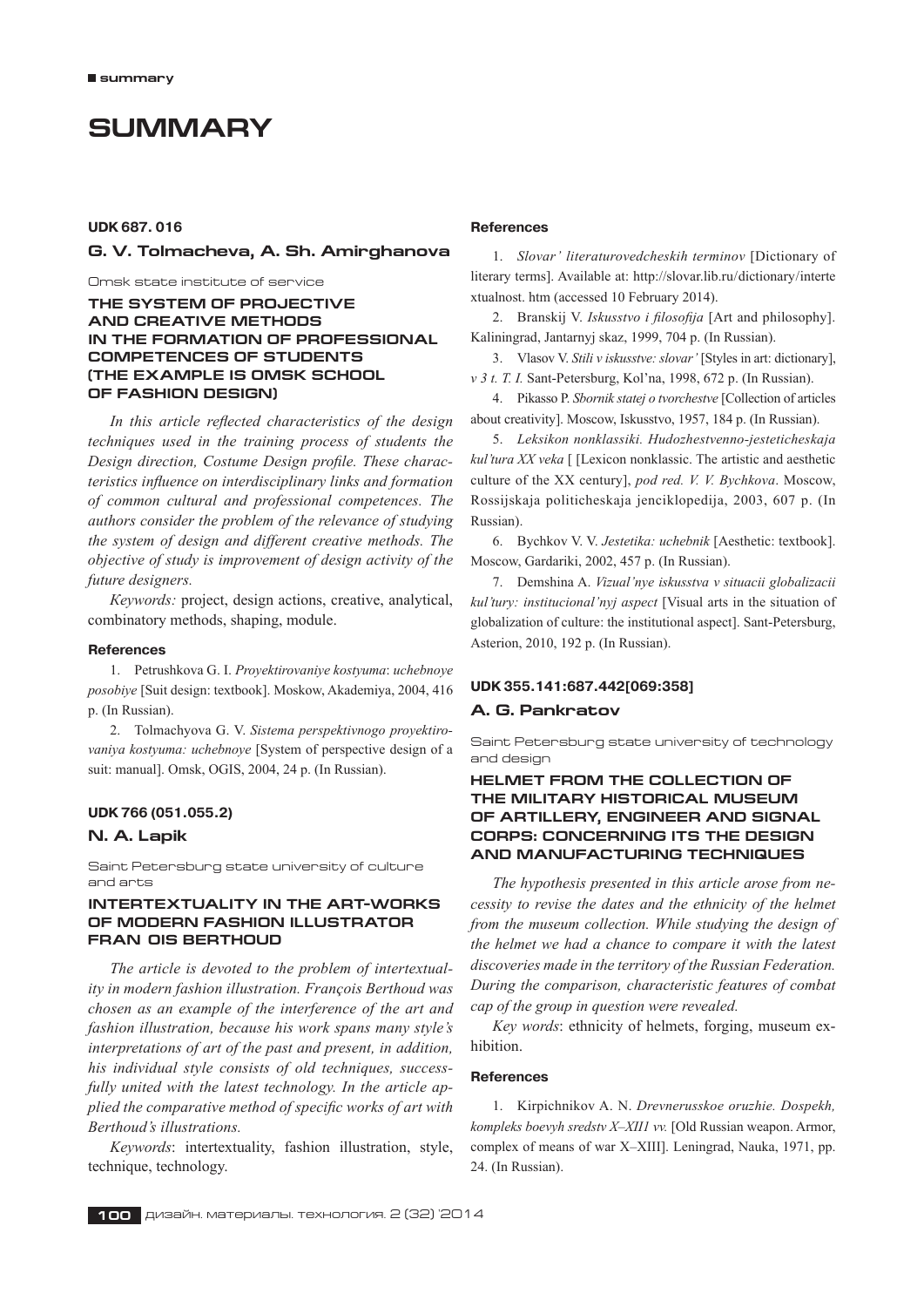# SUMMARY

**UDK 687. 016**

## G. V. Tolmacheva, A. Sh. Amirghanova

Omsk state institute of service

### THE SYSTEM OF PROJECTIVE AND CREATIVE METHODS IN THE FORMATION OF PROFESSIONAL COMPETENCES OF STUDENTS (THE EXAMPLE IS OMSK SCHOOL OF FASHION DESIGN)

*In this article reflected characteristics of the design techniques used in the training process of students the Design direction, Costume Design profile. These characteristics influence on interdisciplinary links and formation of common cultural and professional competences. The authors consider the problem of the relevance of studying the system of design and different creative methods. The objective of study is improvement of design activity of the future designers.*

*Keywords:* project, design actions, creative, analytical, combinatory methods, shaping, module.

**References**

1. Petrushkova G. I. *Proyektirovaniye kostyuma*: *uchebnoye posobiye* [Suit design: textbook]. Moskow, Akademiya, 2004, 416 p. (In Russian).
2. Tolmachyova G. V. *Sistema perspektivnogo proyektirovaniya kostyuma: uchebnoye* [System of perspective design of a suit: manual]. Omsk, OGIS, 2004, 24 p. (In Russian).

**UDK 766 (051.055.2)**

## N. A. Lapik

Saint Petersburg state university of culture and arts

### INTERTEXTUALITY IN THE ART-WORKS OF MODERN FASHION ILLUSTRATOR FRAN OIS BERTHOUD

*The article is devoted to the problem of intertextuality in modern fashion illustration. François Berthoud was chosen as an example of the interference of the art and fashion illustration, because his work spans many style's interpretations of art of the past and present, in addition, his individual style consists of old techniques, successfully united with the latest technology. In the article applied the comparative method of specific works of art with Berthoud's illustrations.*

*Keywords*: intertextuality, fashion illustration, style, technique, technology.

**References**

1. *Slovar' literaturovedcheskih terminov* [Dictionary of literary terms]. Available at: http://slovar.lib.ru/dictionary/intertextualnost. htm (accessed 10 February 2014).
2. Branskij V. *Iskusstvo i filosofija* [Art and philosophy]. Kaliningrad, Jantarnyj skaz, 1999, 704 p. (In Russian).
3. Vlasov V. *Stili v iskusstve: slovar'* [Styles in art: dictionary], *v 3 t. T. I.* Sant-Petersburg, Kol'na, 1998, 672 p. (In Russian).
4. Pikasso P. *Sbornik statej o tvorchestve* [Collection of articles about creativity]. Moscow, Iskusstvo, 1957, 184 p. (In Russian).
5. *Leksikon nonklassiki. Hudozhestvenno-jesteticheskaja kul'tura XX veka* [ [Lexicon nonklassic. The artistic and aesthetic culture of the XX century], *pod red. V. V. Bychkova*. Moscow, Rossijskaja politicheskaja jenciklopedija, 2003, 607 p. (In Russian).
6. Bychkov V. V. *Jestetika: uchebnik* [Aesthetic: textbook]. Moscow, Gardariki, 2002, 457 p. (In Russian).
7. Demshina A. *Vizual'nye iskusstva v situacii globalizacii kul'tury: institucional'nyj aspect* [Visual arts in the situation of globalization of culture: the institutional aspect]. Sant-Petersburg, Asterion, 2010, 192 p. (In Russian).

**UDK 355.141:687.442[069:358]**

## A. G. Pankratov

Saint Petersburg state university of technology and design

### HELMET FROM THE COLLECTION OF THE MILITARY HISTORICAL MUSEUM OF ARTILLERY, ENGINEER AND SIGNAL CORPS: CONCERNING ITS THE DESIGN AND MANUFACTURING TECHNIQUES

*The hypothesis presented in this article arose from necessity to revise the dates and the ethnicity of the helmet from the museum collection. While studying the design of the helmet we had a chance to compare it with the latest discoveries made in the territory of the Russian Federation. During the comparison, characteristic features of combat cap of the group in question were revealed.*

*Key words*: ethnicity of helmets, forging, museum exhibition.

**References**

1. Kirpichnikov A. N. *Drevnerusskoe oruzhie. Dospekh, kompleks boevyh sredstv X–XIII vv.* [Old Russian weapon. Armor, complex of means of war X–XIII]. Leningrad, Nauka, 1971, pp. 24. (In Russian).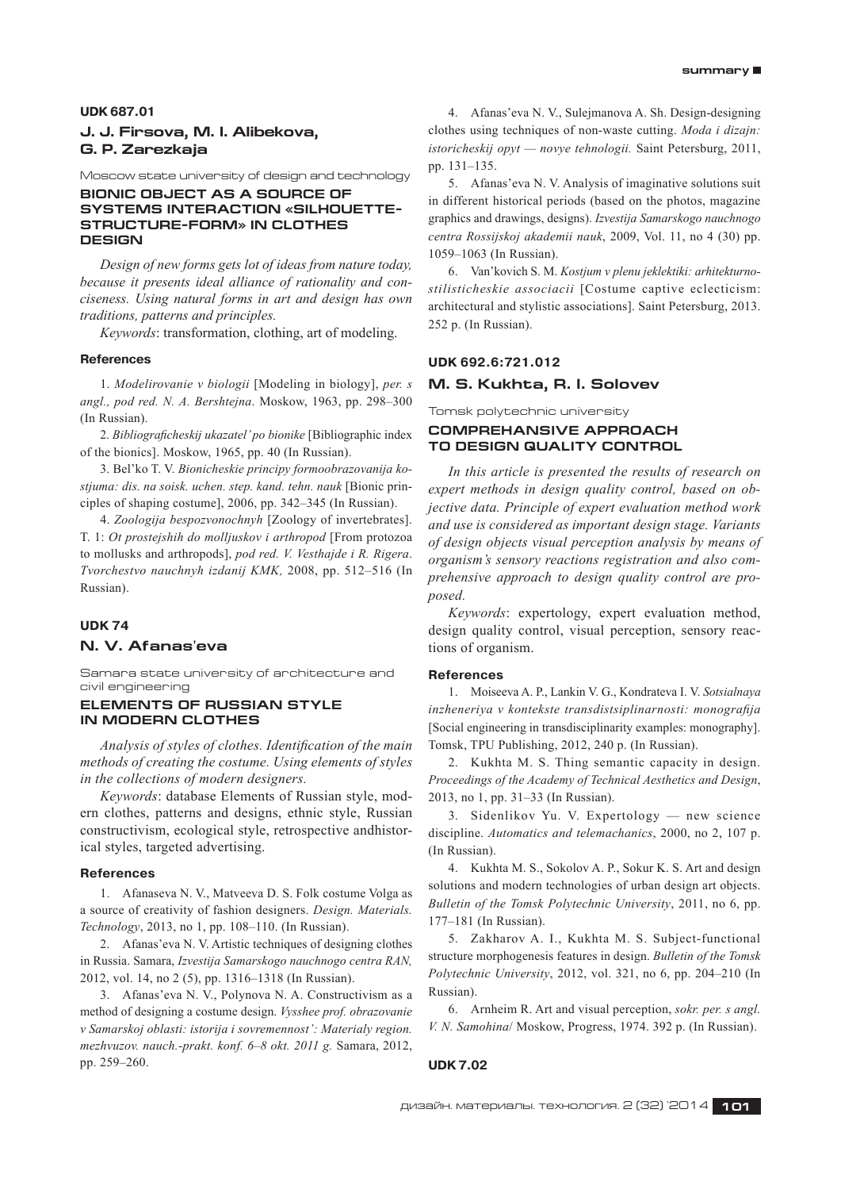**UDK 687.01**

### J. J. Firsova, M. I. Alibekova, G. P. Zarezkaja

Moscow state university of design and technology

## BIONIC OBJECT AS A SOURCE OF SYSTEMS INTERACTION «SILHOUETTE-STRUCTURE-FORM» IN CLOTHES DESIGN

*Design of new forms gets lot of ideas from nature today, because it presents ideal alliance of rationality and conciseness. Using natural forms in art and design has own traditions, patterns and principles.*

*Keywords*: transformation, clothing, art of modeling.

#### References

1. *Modelirovanie v biologii* [Modeling in biology], *per. s angl., pod red. N. A. Bershtejna*. Moskow, 1963, pp. 298–300 (In Russian).

2. *Bibliograficheskij ukazatel' po bionike* [Bibliographic index of the bionics]. Moskow, 1965, pp. 40 (In Russian).

3. Bel'ko T. V. *Bionicheskie principy formoobrazovanija kostjuma: dis. na soisk. uchen. step. kand. tehn. nauk* [Bionic principles of shaping costume], 2006, pp. 342–345 (In Russian).

4. *Zoologija bespozvonochnyh* [Zoology of invertebrates]. T. 1: *Ot prostejshih do molljuskov i arthropod* [From protozoa to mollusks and arthropods], *pod red. V. Vesthajde i R. Rigera*. *Tvorchestvo nauchnyh izdanij KMK,* 2008, pp. 512–516 (In Russian).

**UDK 74**

### N. V. Afanas'eva

Samara state university of architecture and civil engineering

## ELEMENTS OF RUSSIAN STYLE IN MODERN CLOTHES

*Analysis of styles of clothes. Identification of the main methods of creating the costume. Using elements of styles in the collections of modern designers.*

*Keywords*: database Elements of Russian style, modern clothes, patterns and designs, ethnic style, Russian constructivism, ecological style, retrospective andhistorical styles, targeted advertising.

#### References

1. Afanaseva N. V., Matveeva D. S. Folk costume Volga as a source of creativity of fashion designers. *Design. Materials. Technology*, 2013, no 1, pp. 108–110. (In Russian).

2. Afanas'eva N. V. Artistic techniques of designing clothes in Russia. Samara, *Izvestija Samarskogo nauchnogo centra RAN,* 2012, vol. 14, no 2 (5), pp. 1316–1318 (In Russian).

3. Afanas'eva N. V., Polynova N. A. Constructivism as a method of designing a costume design. *Vysshee prof. obrazovanie v Samarskoj oblasti: istorija i sovremennost': Materialy region. mezhvuzov. nauch.-prakt. konf. 6–8 okt. 2011 g.* Samara, 2012, pp. 259–260.

4. Afanas'eva N. V., Sulejmanova A. Sh. Design-designing clothes using techniques of non-waste cutting. *Moda i dizajn: istoricheskij opyt — novye tehnologii.* Saint Petersburg, 2011, pp. 131–135.

5. Afanas'eva N. V. Analysis of imaginative solutions suit in different historical periods (based on the photos, magazine graphics and drawings, designs). *Izvestija Samarskogo nauchnogo centra Rossijskoj akademii nauk*, 2009, Vol. 11, no 4 (30) pp. 1059–1063 (In Russian).

6. Van'kovich S. M. *Kostjum v plenu jeklektiki: arhitekturno-stilisticheskie associacii* [Costume captive eclecticism: architectural and stylistic associations]. Saint Petersburg, 2013. 252 p. (In Russian).

**UDK 692.6:721.012**

### M. S. Kukhta, R. I. Solovev

Tomsk polytechnic university

## COMPREHANSIVE APPROACH TO DESIGN QUALITY CONTROL

*In this article is presented the results of research on expert methods in design quality control, based on objective data. Principle of expert evaluation method work and use is considered as important design stage. Variants of design objects visual perception analysis by means of organism's sensory reactions registration and also comprehensive approach to design quality control are proposed.*

*Keywords*: expertology, expert evaluation method, design quality control, visual perception, sensory reactions of organism.

#### References

1. Moiseeva A. P., Lankin V. G., Kondrateva I. V. *Sotsialnaya inzheneriya v kontekste transdistsiplinarnosti: monografija* [Social engineering in transdisciplinarity examples: monography]. Tomsk, TPU Publishing, 2012, 240 p. (In Russian).

2. Kukhta M. S. Thing semantic capacity in design. *Proceedings of the Academy of Technical Aesthetics and Design*, 2013, no 1, pp. 31–33 (In Russian).

3. Sidenlikov Yu. V. Expertology — new science discipline. *Automatics and telemachanics*, 2000, no 2, 107 p. (In Russian).

4. Kukhta M. S., Sokolov A. P., Sokur K. S. Art and design solutions and modern technologies of urban design art objects. *Bulletin of the Tomsk Polytechnic University*, 2011, no 6, pp. 177–181 (In Russian).

5. Zakharov A. I., Kukhta M. S. Subject-functional structure morphogenesis features in design. *Bulletin of the Tomsk Polytechnic University*, 2012, vol. 321, no 6, pp. 204–210 (In Russian).

6. Arnheim R. Art and visual perception, *sokr. per. s angl. V. N. Samohina*/ Moskow, Progress, 1974. 392 p. (In Russian).

**UDK 7.02**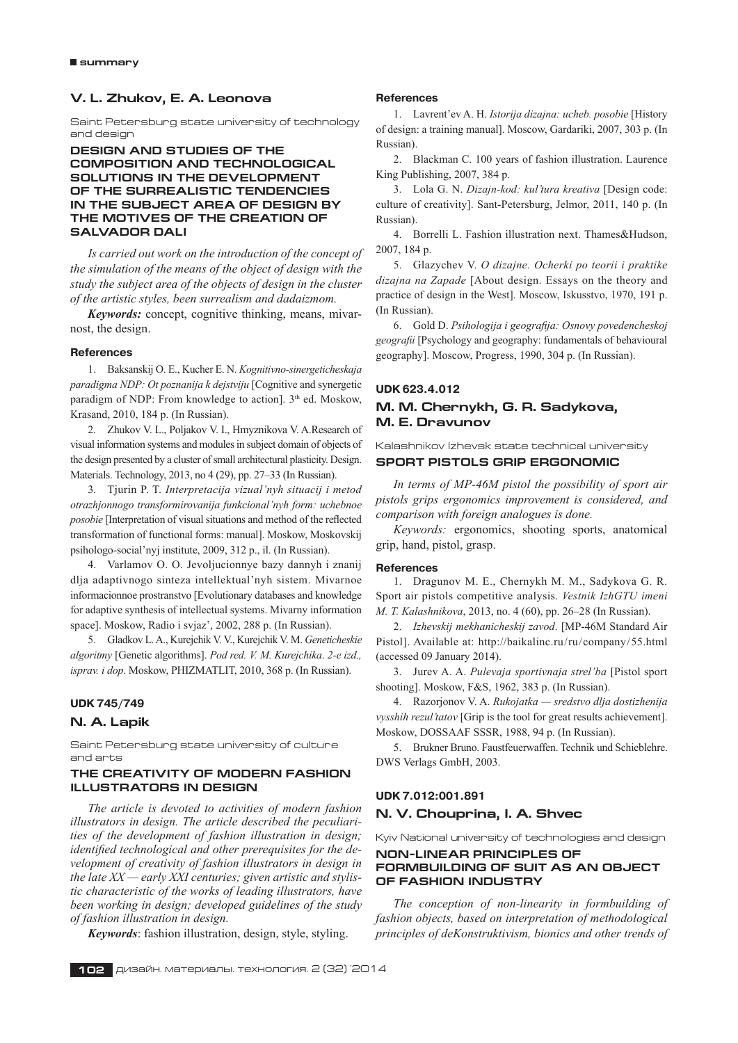## V. L. Zhukov, E. A. Leonova

Saint Petersburg state university of technology and design

### DESIGN AND STUDIES OF THE COMPOSITION AND TECHNOLOGICAL SOLUTIONS IN THE DEVELOPMENT OF THE SURREALISTIC TENDENCIES IN THE SUBJECT AREA OF DESIGN BY THE MOTIVES OF THE CREATION OF SALVADOR DALI

*Is carried out work on the introduction of the concept of the simulation of the means of the object of design with the study the subject area of the objects of design in the cluster of the artistic styles, been surrealism and dadaizmom.*

***Keywords:*** concept, cognitive thinking, means, mivarnost, the design.

#### References

1. Baksanskij O. E., Kucher E. N. *Kognitivno-sinergeticheskaja paradigma NDP: Ot poznanija k dejstviju* [Cognitive and synergetic paradigm of NDP: From knowledge to action]. 3th ed. Moskow, Krasand, 2010, 184 p. (In Russian).

2. Zhukov V. L., Poljakov V. I., Hmyznikova V. A.Research of visual information systems and modules in subject domain of objects of the design presented by a cluster of small architectural plasticity. Design. Materials. Technology, 2013, no 4 (29), pp. 27–33 (In Russian).

3. Tjurin P. T. *Interpretacija vizual'nyh situacij i metod otrazhjonnogo transformirovanija funkcional'nyh form: uchebnoe posobie* [Interpretation of visual situations and method of the reflected transformation of functional forms: manual]. Moskow, Moskovskij psihologo-social'nyj institute, 2009, 312 p., il. (In Russian).

4. Varlamov O. O. Jevoljucionnye bazy dannyh i znanij dlja adaptivnogo sinteza intellektual'nyh sistem. Mivarnoe informacionnoe prostranstvo [Evolutionary databases and knowledge for adaptive synthesis of intellectual systems. Mivarny information space]. Moskow, Radio i svjaz', 2002, 288 p. (In Russian).

5. Gladkov L. A., Kurejchik V. V., Kurejchik V. M. *Geneticheskie algoritmy* [Genetic algorithms]. *Pod red. V. M. Kurejchika. 2-e izd., isprav. i dop*. Moskow, PHIZMATLIT, 2010, 368 p. (In Russian).

**UDK 745/749**

## N. A. Lapik

Saint Petersburg state university of culture and arts

### THE CREATIVITY OF MODERN FASHION ILLUSTRATORS IN DESIGN

*The article is devoted to activities of modern fashion illustrators in design. The article described the peculiarities of the development of fashion illustration in design; identified technological and other prerequisites for the development of creativity of fashion illustrators in design in the late XX — early XXI centuries; given artistic and stylistic characteristic of the works of leading illustrators, have been working in design; developed guidelines of the study of fashion illustration in design.*

***Keywords***: fashion illustration, design, style, styling.

#### References

1. Lavrent'ev A. H. *Istorija dizajna: ucheb. posobie* [History of design: a training manual]. Moscow, Gardariki, 2007, 303 p. (In Russian).

2. Blackman C. 100 years of fashion illustration. Laurence King Publishing, 2007, 384 p.

3. Lola G. N. *Dizajn-kod: kul'tura kreativa* [Design code: culture of creativity]. Sant-Petersburg, Jelmor, 2011, 140 p. (In Russian).

4. Borrelli L. Fashion illustration next. Thames&Hudson, 2007, 184 p.

5. Glazychev V. *O dizajne. Ocherki po teorii i praktike dizajna na Zapade* [About design. Essays on the theory and practice of design in the West]. Moscow, Iskusstvo, 1970, 191 p. (In Russian).

6. Gold D. *Psihologija i geografija: Osnovy povedencheskoj geografii* [Psychology and geography: fundamentals of behavioural geography]. Moscow, Progress, 1990, 304 p. (In Russian).

**UDK 623.4.012**

## M. M. Chernykh, G. R. Sadykova, M. E. Dravunov

Kalashnikov Izhevsk state technical university

### SPORT PISTOLS GRIP ERGONOMIC

*In terms of MP-46M pistol the possibility of sport air pistols grips ergonomics improvement is considered, and comparison with foreign analogues is done.*

*Keywords:* ergonomics, shooting sports, anatomical grip, hand, pistol, grasp.

#### References

1. Dragunov M. E., Chernykh M. M., Sadykova G. R. Sport air pistols competitive analysis. *Vestnik IzhGTU imeni M. T. Kalashnikova*, 2013, no. 4 (60), pp. 26–28 (In Russian).

2. *Izhevskij mekhanicheskij zavod*. [MP-46M Standard Air Pistol]. Available at: http://baikalinc.ru/ru/company/55.html (accessed 09 January 2014).

3. Jurev A. A. *Pulevaja sportivnaja strel'ba* [Pistol sport shooting]. Moskow, F&S, 1962, 383 p. (In Russian).

4. Razorjonov V. A. *Rukojatka — sredstvo dlja dostizhenija vysshih rezul'tatov* [Grip is the tool for great results achievement]. Moskow, DOSSAAF SSSR, 1988, 94 p. (In Russian).

5. Brukner Bruno. Faustfeuerwaffen. Technik und Schieblehre. DWS Verlags GmbH, 2003.

**UDK 7.012:001.891**

## N. V. Chouprina, I. A. Shvec

Kyiv National university of technologies and design

### NON-LINEAR PRINCIPLES OF FORMBUILDING OF SUIT AS AN OBJECT OF FASHION INDUSTRY

*The conception of non-linearity in formbuilding of fashion objects, based on interpretation of methodological principles of deKonstruktivism, bionics and other trends of*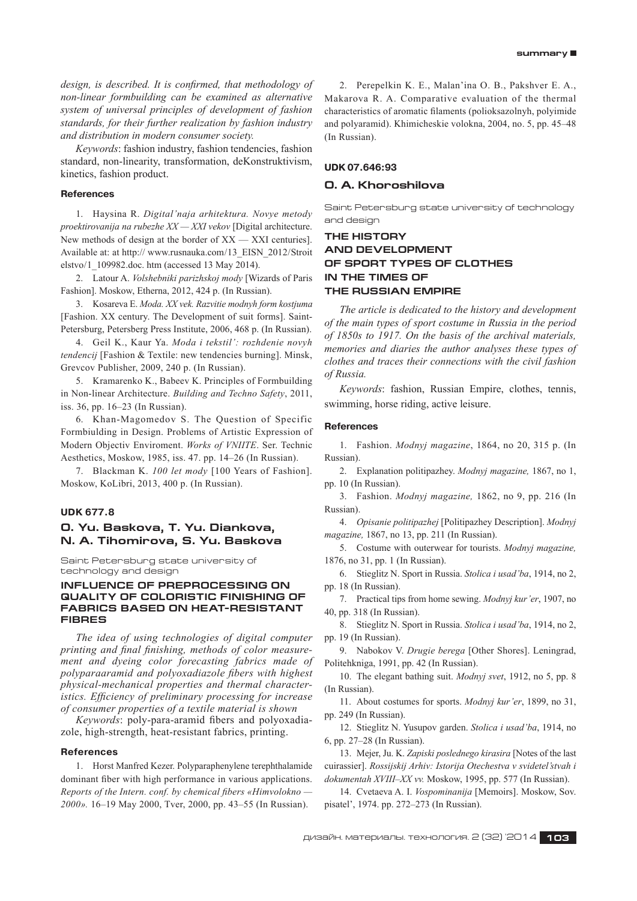*design, is described. It is confirmed, that methodology of non-linear formbuilding can be examined as alternative system of universal principles of development of fashion standards, for their further realization by fashion industry and distribution in modern consumer society.*

*Keywords*: fashion industry, fashion tendencies, fashion standard, non-linearity, transformation, deKonstruktivism, kinetics, fashion product.

#### References

1. Haysina R. *Digital'naja arhitektura. Novye metody proektirovanija na rubezhe XX — XXI vekov* [Digital architecture. New methods of design at the border of XX — XXI centuries]. Available at: at http:// www.rusnauka.com/13_EISN_2012/Stroitelstvo/1_109982.doc. htm (accessed 13 May 2014).

2. Latour A. *Volshebniki parizhskoj mody* [Wizards of Paris Fashion]. Moskow, Etherna, 2012, 424 p. (In Russian).

3. Kosareva E. *Moda. XX vek. Razvitie modnyh form kostjuma* [Fashion. XX century. The Development of suit forms]. Saint-Petersburg, Petersberg Press Institute, 2006, 468 p. (In Russian).

4. Geil K., Kaur Ya. *Moda i tekstil': rozhdenie novyh tendencij* [Fashion & Textile: new tendencies burning]. Minsk, Grevcov Publisher, 2009, 240 p. (In Russian).

5. Kramarenko K., Babeev K. Principles of Formbuilding in Non-linear Architecture. *Building and Techno Safety*, 2011, iss. 36, pp. 16–23 (In Russian).

6. Khan-Magomedov S. The Question of Specific Formbiulding in Design. Problems of Artistic Expression of Modern Objectiv Enviroment. *Works of VNIITE*. Ser. Technic Aesthetics, Moskow, 1985, iss. 47. pp. 14–26 (In Russian).

7. Blackman K. *100 let mody* [100 Years of Fashion]. Moskow, KoLibri, 2013, 400 p. (In Russian).

#### UDK 677.8

### O. Yu. Baskova, T. Yu. Diankova, N. A. Tihomirova, S. Yu. Baskova

Saint Petersburg state university of technology and design

## INFLUENCE OF PREPROCESSING ON QUALITY OF COLORISTIC FINISHING OF FABRICS BASED ON HEAT-RESISTANT FIBRES

*The idea of using technologies of digital computer printing and final finishing, methods of color measurement and dyeing color forecasting fabrics made of polyparaaramid and polyoxadiazole fibers with highest physical-mechanical properties and thermal characteristics. Efficiency of preliminary processing for increase of consumer properties of a textile material is shown*

*Keywords*: poly-para-aramid fibers and polyoxadiazole, high-strength, heat-resistant fabrics, printing.

#### References

1. Horst Manfred Kezer. Polyparaphenylene terephthalamide dominant fiber with high performance in various applications. *Reports of the Intern. conf. by chemical fibers «Himvolokno — 2000».* 16–19 May 2000, Tver, 2000, pp. 43–55 (In Russian).

2. Perepelkin K. E., Malan'ina O. B., Pakshver E. A., Makarova R. A. Comparative evaluation of the thermal characteristics of aromatic filaments (polioksazolnyh, polyimide and polyaramid). Khimicheskie volokna, 2004, no. 5, pp. 45–48 (In Russian).

#### UDK 07.646:93

### O. A. Khoroshilova

Saint Petersburg state university of technology and design

## THE HISTORY AND DEVELOPMENT OF SPORT TYPES OF CLOTHES IN THE TIMES OF THE RUSSIAN EMPIRE

*The article is dedicated to the history and development of the main types of sport costume in Russia in the period of 1850s to 1917. On the basis of the archival materials, memories and diaries the author analyses these types of clothes and traces their connections with the civil fashion of Russia.*

*Keywords*: fashion, Russian Empire, clothes, tennis, swimming, horse riding, active leisure.

#### References

1. Fashion. *Modnyj magazine*, 1864, no 20, 315 p. (In Russian).

2. Explanation politipazhey. *Modnyj magazine,* 1867, no 1, pp. 10 (In Russian).

3. Fashion. *Modnyj magazine,* 1862, no 9, pp. 216 (In Russian).

4. *Opisanie politipazhej* [Politipazhey Description]. *Modnyj magazine,* 1867, no 13, pp. 211 (In Russian).

5. Costume with outerwear for tourists. *Modnyj magazine,* 1876, no 31, pp. 1 (In Russian).

6. Stieglitz N. Sport in Russia. *Stolica i usad'ba*, 1914, no 2, pp. 18 (In Russian).

7. Practical tips from home sewing. *Modnyj kur'er*, 1907, no 40, pp. 318 (In Russian).

8. Stieglitz N. Sport in Russia. *Stolica i usad'ba*, 1914, no 2, pp. 19 (In Russian).

9. Nabokov V. *Drugie berega* [Other Shores]. Leningrad, Politehkniga, 1991, pp. 42 (In Russian).

10. The elegant bathing suit. *Modnyj svet*, 1912, no 5, pp. 8 (In Russian).

11. About costumes for sports. *Modnyj kur'er*, 1899, no 31, pp. 249 (In Russian).

12. Stieglitz N. Yusupov garden. *Stolica i usad'ba*, 1914, no 6, pp. 27–28 (In Russian).

13. Mejer, Ju. K. *Zapiski poslednego kirasira* [Notes of the last cuirassier]. *Rossijskij Arhiv: Istorija Otechestva v svidetel'stvah i dokumentah XVIII–XX vv.* Moskow, 1995, pp. 577 (In Russian).

14. Cvetaeva A. I. *Vospominanija* [Memoirs]. Moskow, Sov. pisatel', 1974. pp. 272–273 (In Russian).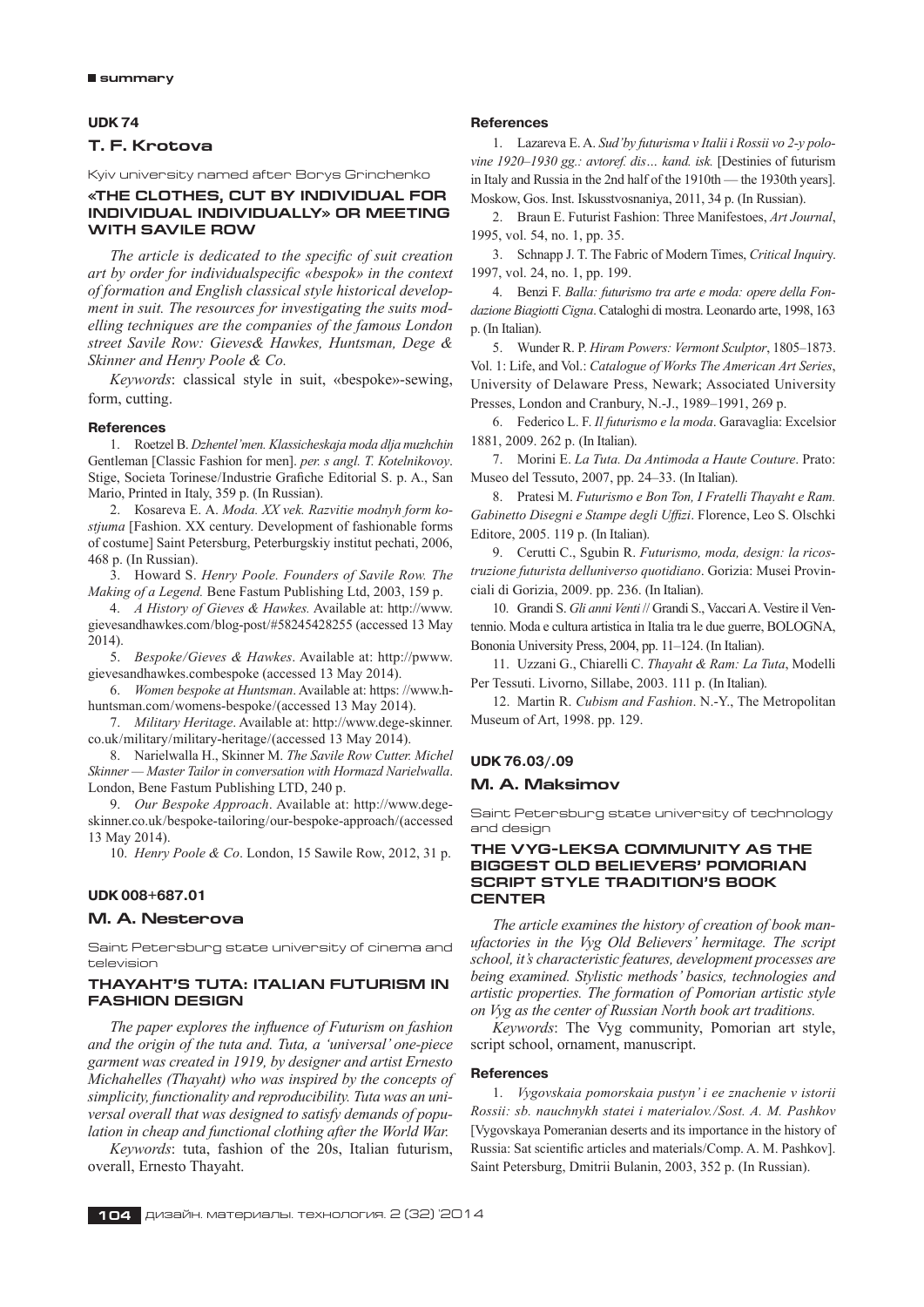## UDK 74

### T. F. Krotova

Kyiv university named after Borys Grinchenko

### «THE CLOTHES, CUT BY INDIVIDUAL FOR INDIVIDUAL INDIVIDUALLY» OR MEETING WITH SAVILE ROW

*The article is dedicated to the specific of suit creation art by order for individualspecific «bespok» in the context of formation and English classical style historical development in suit. The resources for investigating the suits modelling techniques are the companies of the famous London street Savile Row: Gieves& Hawkes, Huntsman, Dege & Skinner and Henry Poole & Co.*

*Keywords*: classical style in suit, «bespoke»-sewing, form, cutting.

#### References

1. Roetzel B. *Dzhentel'men. Klassicheskaja moda dlja muzhchin* Gentleman [Classic Fashion for men]. *per. s angl. T. Kotelnikovoy*. Stige, Societa Torinese/Industrie Grafiche Editorial S. p. A., San Mario, Printed in Italy, 359 p. (In Russian).
2. Kosareva E. A. *Moda. XX vek. Razvitie modnyh form kostjuma* [Fashion. XX century. Development of fashionable forms of costume] Saint Petersburg, Peterburgskiy institut pechati, 2006, 468 p. (In Russian).
3. Howard S. *Henry Poole. Founders of Savile Row. The Making of a Legend.* Bene Fastum Publishing Ltd, 2003, 159 p.
4. *A History of Gieves & Hawkes.* Available at: http://www.gievesandhawkes.com/blog-post/#58245428255 (accessed 13 May 2014).
5. *Bespoke/Gieves & Hawkes*. Available at: http://pwww.gievesandhawkes.combespoke (accessed 13 May 2014).
6. *Women bespoke at Huntsman*. Available at: https: //www.h-huntsman.com/womens-bespoke/(accessed 13 May 2014).
7. *Military Heritage*. Available at: http://www.dege-skinner.co.uk/military/military-heritage/(accessed 13 May 2014).
8. Narielwalla H., Skinner M. *The Savile Row Cutter. Michel Skinner — Master Tailor in conversation with Hormazd Narielwalla*. London, Bene Fastum Publishing LTD, 240 p.
9. *Our Bespoke Approach*. Available at: http://www.dege-skinner.co.uk/bespoke-tailoring/our-bespoke-approach/(accessed 13 May 2014).
10. *Henry Poole & Co*. London, 15 Sawile Row, 2012, 31 p.

## UDK 008+687.01

### M. A. Nesterova

Saint Petersburg state university of cinema and television

### THAYAHT'S TUTA: ITALIAN FUTURISM IN FASHION DESIGN

*The paper explores the influence of Futurism on fashion and the origin of the tuta and. Tuta, a 'universal' one-piece garment was created in 1919, by designer and artist Ernesto Michahelles (Thayaht) who was inspired by the concepts of simplicity, functionality and reproducibility. Tuta was an universal overall that was designed to satisfy demands of population in cheap and functional clothing after the World War.*

*Keywords*: tuta, fashion of the 20s, Italian futurism, overall, Ernesto Thayaht.

#### References

1. Lazareva E. A. *Sud'by futurisma v Italii i Rossii vo 2-y polovine 1920–1930 gg.: avtoref. dis… kand. isk.* [Destinies of futurism in Italy and Russia in the 2nd half of the 1910th — the 1930th years]. Moskow, Gos. Inst. Iskusstvosnaniya, 2011, 34 p. (In Russian).
2. Braun E. Futurist Fashion: Three Manifestoes, *Art Journal*, 1995, vol. 54, no. 1, pp. 35.
3. Schnapp J. T. The Fabric of Modern Times, *Critical Inquiry*. 1997, vol. 24, no. 1, pp. 199.
4. Benzi F. *Balla: futurismo tra arte e moda: opere della Fondazione Biagiotti Cigna*. Cataloghi di mostra. Leonardo arte, 1998, 163 p. (In Italian).
5. Wunder R. P. *Hiram Powers: Vermont Sculptor*, 1805–1873. Vol. 1: Life, and Vol.: *Catalogue of Works The American Art Series*, University of Delaware Press, Newark; Associated University Presses, London and Cranbury, N.-J., 1989–1991, 269 p.
6. Federico L. F. *Il futurismo e la moda*. Garavaglia: Excelsior 1881, 2009. 262 p. (In Italian).
7. Morini E. *La Tuta. Da Antimoda a Haute Couture*. Prato: Museo del Tessuto, 2007, pp. 24–33. (In Italian).
8. Pratesi M. *Futurismo e Bon Ton, I Fratelli Thayaht e Ram. Gabinetto Disegni e Stampe degli Uffizi*. Florence, Leo S. Olschki Editore, 2005. 119 p. (In Italian).
9. Cerutti C., Sgubin R. *Futurismo, moda, design: la ricostruzione futurista delluniverso quotidiano*. Gorizia: Musei Provinciali di Gorizia, 2009. pp. 236. (In Italian).
10. Grandi S. *Gli anni Venti* // Grandi S., Vaccari A. Vestire il Ventennio. Moda e cultura artistica in Italia tra le due guerre, BOLOGNA, Bononia University Press, 2004, pp. 11–124. (In Italian).
11. Uzzani G., Chiarelli C. *Thayaht & Ram: La Tuta*, Modelli Per Tessuti. Livorno, Sillabe, 2003. 111 p. (In Italian).
12. Martin R. *Cubism and Fashion*. N.-Y., The Metropolitan Museum of Art, 1998. pp. 129.

## UDK 76.03/.09

### M. A. Maksimov

Saint Petersburg state university of technology and design

### THE VYG-LEKSA COMMUNITY AS THE BIGGEST OLD BELIEVERS' POMORIAN SCRIPT STYLE TRADITION'S BOOK CENTER

*The article examines the history of creation of book manufactories in the Vyg Old Believers' hermitage. The script school, it's characteristic features, development processes are being examined. Stylistic methods' basics, technologies and artistic properties. The formation of Pomorian artistic style on Vyg as the center of Russian North book art traditions.*

*Keywords*: The Vyg community, Pomorian art style, script school, ornament, manuscript.

#### References

1. *Vygovskaia pomorskaia pustyn' i ee znachenie v istorii Rossii: sb. nauchnykh statei i materialov./Sost. A. M. Pashkov* [Vygovskaya Pomeranian deserts and its importance in the history of Russia: Sat scientific articles and materials/Comp. A. M. Pashkov]. Saint Petersburg, Dmitrii Bulanin, 2003, 352 p. (In Russian).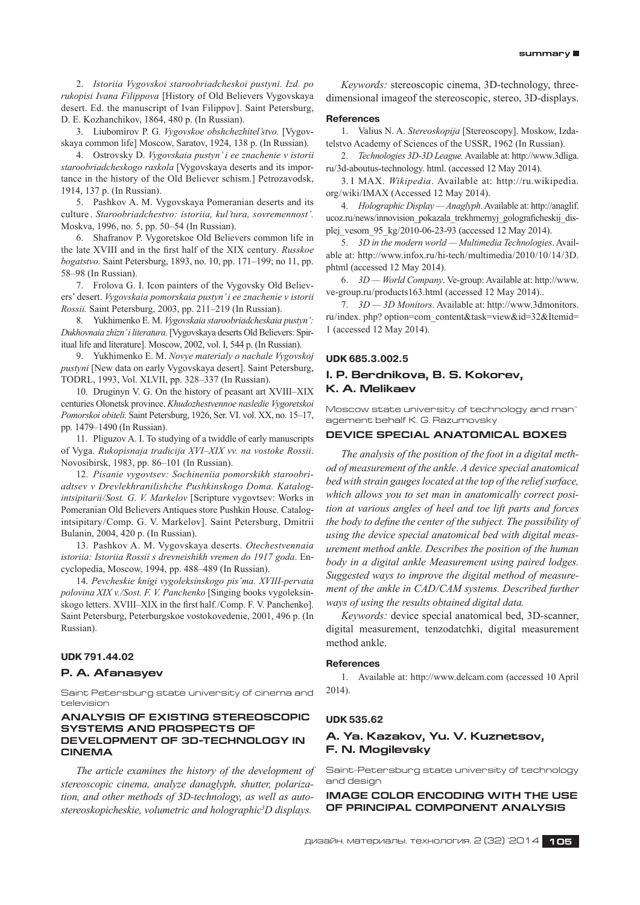2. *Istoriia Vygovskoi staroobriadcheskoi pustyni. Izd. po rukopisi Ivana Filippova* [History of Old Believers Vygovskaya desert. Ed. the manuscript of Ivan Filippov]. Saint Petersburg, D. E. Kozhanchikov, 1864, 480 p. (In Russian).

3. Liubomirov P. G. *Vygovskoe obshchezhitel'stvo.* [Vygovskaya common life] Moscow, Saratov, 1924, 138 p. (In Russian).

4. Ostrovsky D. *Vygovskaia pustyn' i ee znachenie v istorii staroobriadcheskogo raskola* [Vygovskaya deserts and its importance in the history of the Old Believer schism.] Petrozavodsk, 1914, 137 p. (In Russian).

5. Pashkov A. M. Vygovskaya Pomeranian deserts and its culture. *Staroobriadchestvo: istoriia, kul'tura, sovremennost'.* Moskva, 1996, no. 5, pp. 50–54 (In Russian).

6. Shafranov P. Vygoretskoe Old Believers common life in the late XVIII and in the first half of the XIX century. *Russkoe bogatstvo.* Saint Petersburg, 1893, no. 10, pp. 171–199; no 11, pp. 58–98 (In Russian).

7. Frolova G. I. Icon painters of the Vygovsky Old Believers' desert. *Vygovskaia pomorskaia pustyn' i ee znachenie v istorii Rossii.* Saint Petersburg, 2003, pp. 211–219 (In Russian).

8. Yukhimenko E. M. *Vygovskaia staroobriadcheskaia pustyn': Dukhovnaia zhizn' i literatura.* [Vygovskaya deserts Old Believers: Spiritual life and literature]. Moscow, 2002, vol. I, 544 p. (In Russian).

9. Yukhimenko E. M. *Novye materialy o nachale Vygovskoj pustyni* [New data on early Vygovskaya desert]. Saint Petersburg, TODRL, 1993, Vol. XLVII, pp. 328–337 (In Russian).

10. Druginyn V. G. On the history of peasant art XVIII–XIX centuries Olonetsk province. *Khudozhestvennoe nasledie Vygoretskoi Pomorskoi obiteli.* Saint Petersburg, 1926, Ser. VI. vol. XX, no. 15–17, pp. 1479–1490 (In Russian).

11. Pliguzov A. I. To studying of a twiddle of early manuscripts of Vyga. *Rukopisnaja tradicija XVI–XIX vv. na vostoke Rossii*. Novosibirsk, 1983, pp. 86–101 (In Russian).

12. *Pisanie vygovtsev: Sochineniia pomorskikh staroobriadtsev v Drevlekhranilishche Pushkinskogo Doma. Katalog-intsipitarii/Sost. G. V. Markelov* [Scripture vygovtsev: Works in Pomeranian Old Believers Antiques store Pushkin House. Catalog-intsipitary/Comp. G. V. Markelov]. Saint Petersburg, Dmitrii Bulanin, 2004, 420 p. (In Russian).

13. Pashkov A. M. Vygovskaya deserts. *Otechestvennaia istoriia: Istoriia Rossii s drevneishikh vremen do 1917 goda*. Encyclopedia, Moscow, 1994, pp. 488–489 (In Russian).

14. *Pevcheskie knigi vygoleksinskogo pis'ma. XVIII-pervaia polovina XIX v./Sost. F. V. Panchenko* [Singing books vygoleksinskogo letters. XVIII–XIX in the first half./Comp. F. V. Panchenko]. Saint Petersburg, Peterburgskoe vostokovedenie, 2001, 496 p. (In Russian).

**UDK 791.44.02**

## P. A. Afanasyev

Saint Petersburg state university of cinema and television

### ANALYSIS OF EXISTING STEREOSCOPIC SYSTEMS AND PROSPECTS OF DEVELOPMENT OF 3D-TECHNOLOGY IN CINEMA

*The article examines the history of the development of stereoscopic cinema, analyze danaglyph, shutter, polarization, and other methods of 3D-technology, as well as autostereoskopicheskie, volumetric and holographic³D displays.*

*Keywords:* stereoscopic cinema, 3D-technology, three-dimensional imageof the stereoscopic, stereo, 3D-displays.

#### References

1. Valius N. A. *Stereoskopija* [Stereoscopy]. Moskow, Izdatelstvo Academy of Sciences of the USSR, 1962 (In Russian).

2. *Technologies 3D-3D League.* Available at: http://www.3dliga.ru/3d-aboutus-technology. html. (accessed 12 May 2014).

3. I MAX. *Wikipedia*. Available at: http://ru.wikipedia.org/wiki/IMAX (Accessed 12 May 2014).

4. *Holographic Display — Anaglyph*. Available at: http://anaglif.ucoz.ru/news/innovision_pokazala_trekhmernyj_gograficheskij_displej_vesom_95_kg/2010-06-23-93 (accessed 12 May 2014).

5. *3D in the modern world — Multimedia Technologies*. Available at: http://www.infox.ru/hi-tech/multimedia/2010/10/14/3D.phtml (accessed 12 May 2014).

6. *3D — World Company*. Ve-group: Available at: http://www.ve-group.ru/products163.html (accessed 12 May 2014)..

7. *3D — 3D Monitors*. Available at: http://www.3dmonitors.ru/index. php? option=com_content&task=view&id=32&Itemid=1 (accessed 12 May 2014).

**UDK 685.3.002.5**

## I. P. Berdnikova, B. S. Kokorev, K. A. Melikaev

Moscow state university of technology and management behalf K. G. Razumovsky

### DEVICE SPECIAL ANATOMICAL BOXES

*The analysis of the position of the foot in a digital method of measurement of the ankle. A device special anatomical bed with strain gauges located at the top of the relief surface, which allows you to set man in anatomically correct position at various angles of heel and toe lift parts and forces the body to define the center of the subject. The possibility of using the device special anatomical bed with digital measurement method ankle. Describes the position of the human body in a digital ankle Measurement using paired lodges. Suggested ways to improve the digital method of measurement of the ankle in CAD/CAM systems. Described further ways of using the results obtained digital data.*

*Keywords:* device special anatomical bed, 3D-scanner, digital measurement, tenzodatchki, digital measurement method ankle.

#### References

1. Available at: http://www.delcam.com (accessed 10 April 2014).

**UDK 535.62**

## A. Ya. Kazakov, Yu. V. Kuznetsov, F. N. Mogilevsky

Saint-Petersburg state university of technology and design

### IMAGE COLOR ENCODING WITH THE USE OF PRINCIPAL COMPONENT ANALYSIS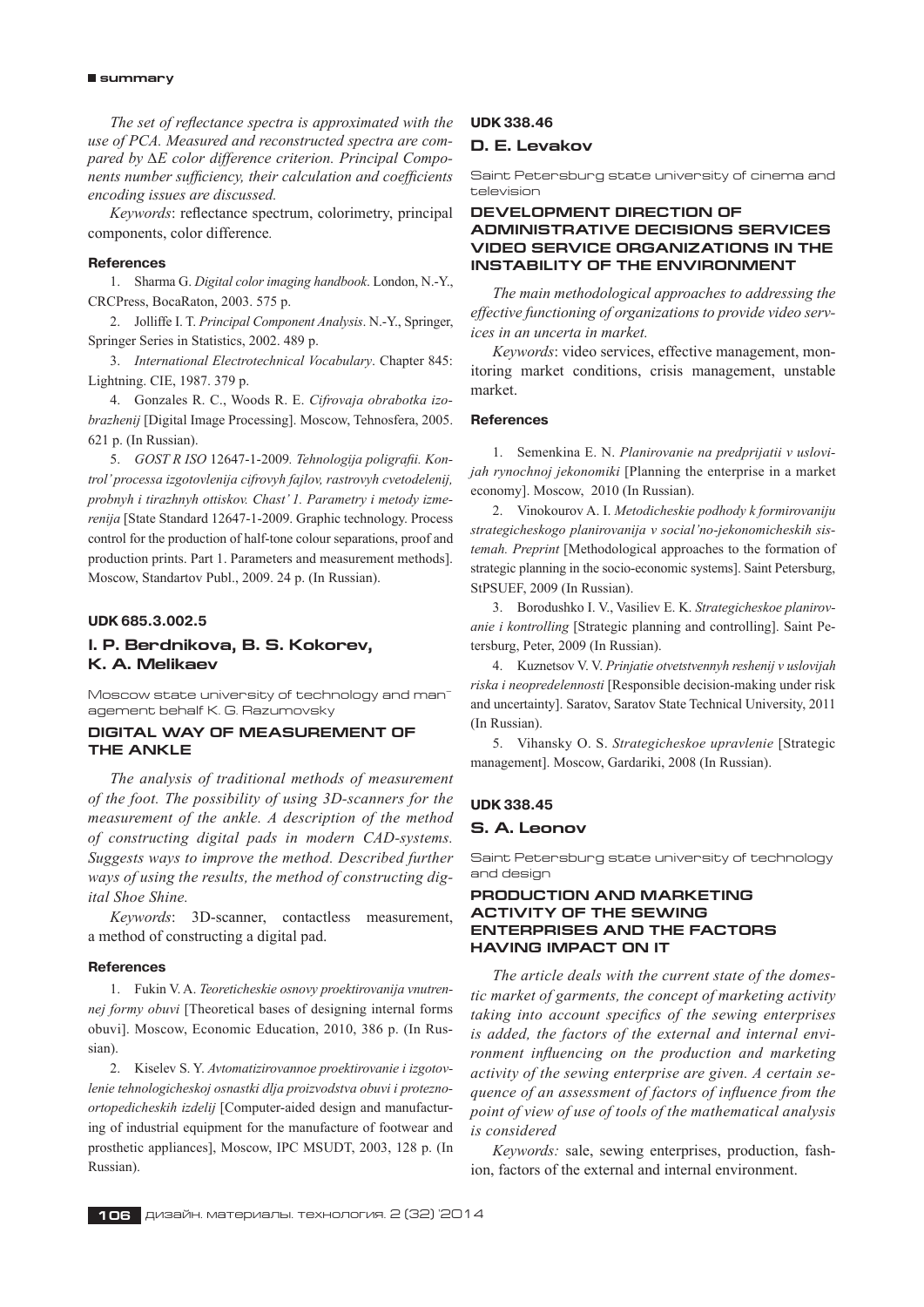*The set of reflectance spectra is approximated with the use of PCA. Measured and reconstructed spectra are compared by ΔE color difference criterion. Principal Components number sufficiency, their calculation and coefficients encoding issues are discussed.*

*Keywords*: reflectance spectrum, colorimetry, principal components, color difference.

#### References

1. Sharma G. *Digital color imaging handbook*. London, N.-Y., CRCPress, BocaRaton, 2003. 575 p.

2. Jolliffe I. T. *Principal Component Analysis*. N.-Y., Springer, Springer Series in Statistics, 2002. 489 p.

3. *International Electrotechnical Vocabulary*. Chapter 845: Lightning. CIE, 1987. 379 p.

4. Gonzales R. C., Woods R. E. *Cifrovaja obrabotka izobrazhenij* [Digital Image Processing]. Moscow, Tehnosfera, 2005. 621 p. (In Russian).

5. *GOST R ISO* 12647-1-2009*. Tehnologija poligrafii. Kontrol' processa izgotovlenija cifrovyh fajlov, rastrovyh cvetodelenij, probnyh i tirazhnyh ottiskov. Chast' 1. Parametry i metody izmerenija* [State Standard 12647-1-2009. Graphic technology. Process control for the production of half-tone colour separations, proof and production prints. Part 1. Parameters and measurement methods]. Moscow, Standartov Publ., 2009. 24 p. (In Russian).

#### UDK 685.3.002.5

### I. P. Berdnikova, B. S. Kokorev, K. A. Melikaev

Moscow state university of technology and management behalf K. G. Razumovsky

## DIGITAL WAY OF MEASUREMENT OF THE ANKLE

*The analysis of traditional methods of measurement of the foot. The possibility of using 3D-scanners for the measurement of the ankle. A description of the method of constructing digital pads in modern CAD-systems. Suggests ways to improve the method. Described further ways of using the results, the method of constructing digital Shoe Shine.*

*Keywords*: 3D-scanner, contactless measurement, a method of constructing a digital pad.

#### References

1. Fukin V. A. *Teoreticheskie osnovy proektirovanija vnutrennej formy obuvi* [Theoretical bases of designing internal forms obuvi]. Moscow, Economic Education, 2010, 386 p. (In Russian).

2. Kiselev S. Y. *Avtomatizirovannoe proektirovanie i izgotovlenie tehnologicheskoj osnastki dlja proizvodstva obuvi i proteznoortopedicheskih izdelij* [Computer-aided design and manufacturing of industrial equipment for the manufacture of footwear and prosthetic appliances], Moscow, IPC MSUDT, 2003, 128 p. (In Russian).

#### UDK 338.46

### D. E. Levakov

Saint Petersburg state university of cinema and television

## DEVELOPMENT DIRECTION OF ADMINISTRATIVE DECISIONS SERVICES VIDEO SERVICE ORGANIZATIONS IN THE INSTABILITY OF THE ENVIRONMENT

*The main methodological approaches to addressing the effective functioning of organizations to provide video services in an uncerta in market.*

*Keywords*: video services, effective management, monitoring market conditions, crisis management, unstable market.

#### References

1. Semenkina E. N. *Planirovanie na predprijatii v uslovijah rynochnoj jekonomiki* [Planning the enterprise in a market economy]. Moscow, 2010 (In Russian).

2. Vinokourov A. I. *Metodicheskie podhody k formirovaniju strategicheskogo planirovanija v social'no-jekonomicheskih sistemah. Preprint* [Methodological approaches to the formation of strategic planning in the socio-economic systems]. Saint Petersburg, StPSUEF, 2009 (In Russian).

3. Borodushko I. V., Vasiliev E. K. *Strategicheskoe planirovanie i kontrolling* [Strategic planning and controlling]. Saint Petersburg, Peter, 2009 (In Russian).

4. Kuznetsov V. V. *Prinjatie otvetstvennyh reshenij v uslovijah riska i neopredelennosti* [Responsible decision-making under risk and uncertainty]. Saratov, Saratov State Technical University, 2011 (In Russian).

5. Vihansky O. S. *Strategicheskoe upravlenie* [Strategic management]. Moscow, Gardariki, 2008 (In Russian).

#### UDK 338.45

### S. A. Leonov

Saint Petersburg state university of technology and design

## PRODUCTION AND MARKETING ACTIVITY OF THE SEWING ENTERPRISES AND THE FACTORS HAVING IMPACT ON IT

*The article deals with the current state of the domestic market of garments, the concept of marketing activity taking into account specifics of the sewing enterprises is added, the factors of the external and internal environment influencing on the production and marketing activity of the sewing enterprise are given. A certain sequence of an assessment of factors of influence from the point of view of use of tools of the mathematical analysis is considered*

*Keywords:* sale, sewing enterprises, production, fashion, factors of the external and internal environment.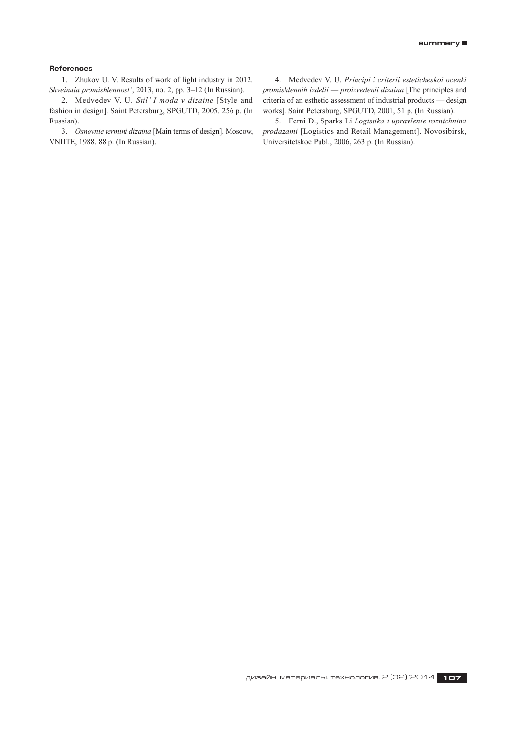### References

1. Zhukov U. V. Results of work of light industry in 2012. *Shveinaia promishlennost'*, 2013, no. 2, pp. 3–12 (In Russian).

2. Medvedev V. U. *Stil' I moda v dizaine* [Style and fashion in design]. Saint Petersburg, SPGUTD, 2005. 256 p. (In Russian).

3. *Osnovnie termini dizaina* [Main terms of design]. Moscow, VNIITE, 1988. 88 p. (In Russian).

4. Medvedev V. U. *Principi i criterii esteticheskoi ocenki promishlennih izdelii — proizvedenii dizaina* [The principles and criteria of an esthetic assessment of industrial products — design works]. Saint Petersburg, SPGUTD, 2001, 51 p. (In Russian).

5. Ferni D., Sparks Li *Logistika i upravlenie roznichnimi prodazami* [Logistics and Retail Management]. Novosibirsk, Universitetskoe Publ., 2006, 263 p. (In Russian).